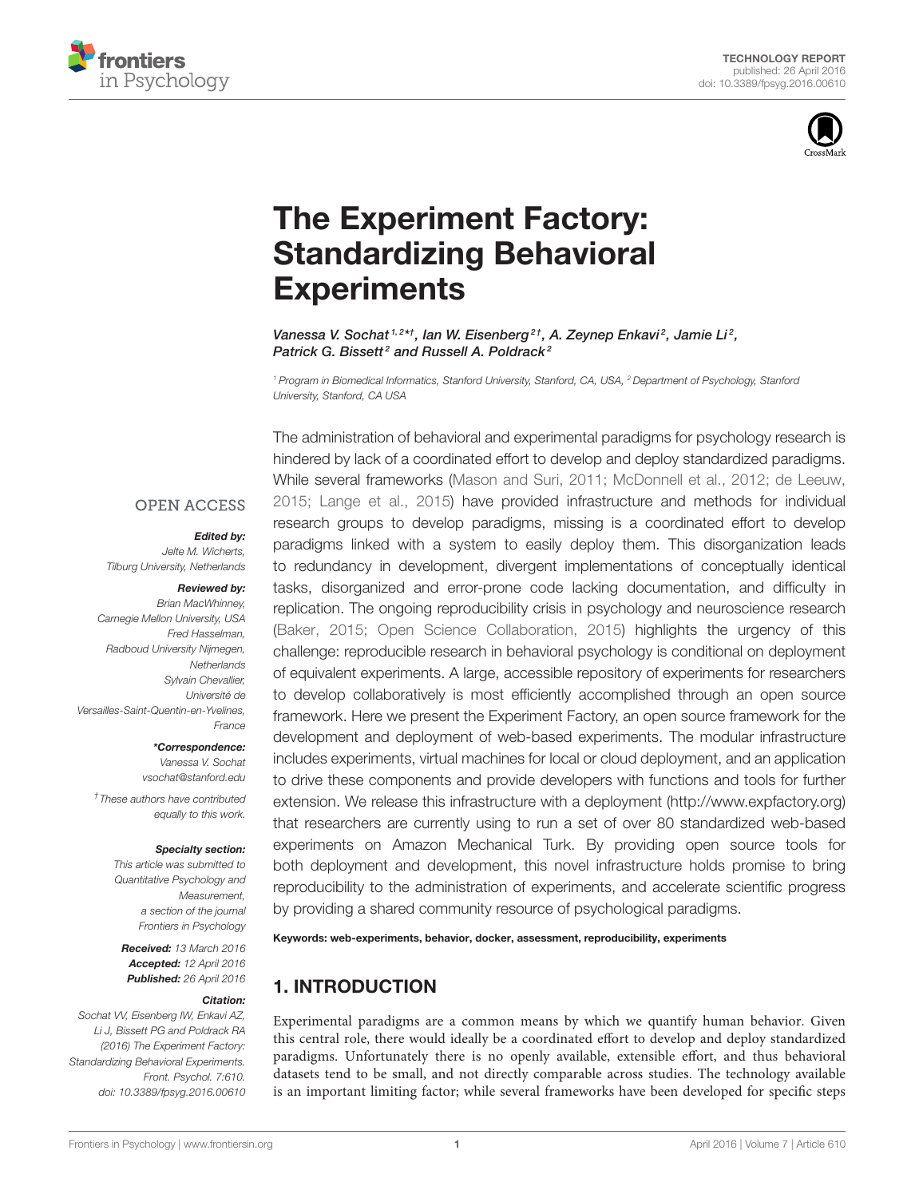# The Experiment Factory: Standardizing Behavioral Experiments

*Vanessa V. Sochat*[1,2*†], *Ian W. Eisenberg*[2†], *A. Zeynep Enkavi*[2], *Jamie Li*[2], *Patrick G. Bissett*[2] *and Russell A. Poldrack*[2]

[1] *Program in Biomedical Informatics, Stanford University, Stanford, CA, USA,* [2] *Department of Psychology, Stanford University, Stanford, CA USA*

OPEN ACCESS

***Edited by:***
*Jelte M. Wicherts, Tilburg University, Netherlands*

***Reviewed by:***
*Brian MacWhinney, Carnegie Mellon University, USA*
*Fred Hasselman, Radboud University Nijmegen, Netherlands*
*Sylvain Chevallier, Université de Versailles-Saint-Quentin-en-Yvelines, France*

***\*Correspondence:***
*Vanessa V. Sochat*
*vsochat@stanford.edu*

[†] *These authors have contributed equally to this work.*

***Specialty section:***
*This article was submitted to Quantitative Psychology and Measurement, a section of the journal Frontiers in Psychology*

***Received:*** *13 March 2016*
***Accepted:*** *12 April 2016*
***Published:*** *26 April 2016*

***Citation:***
*Sochat VV, Eisenberg IW, Enkavi AZ, Li J, Bissett PG and Poldrack RA (2016) The Experiment Factory: Standardizing Behavioral Experiments. Front. Psychol. 7:610. doi: 10.3389/fpsyg.2016.00610*

The administration of behavioral and experimental paradigms for psychology research is hindered by lack of a coordinated effort to develop and deploy standardized paradigms. While several frameworks (Mason and Suri, 2011; McDonnell et al., 2012; de Leeuw, 2015; Lange et al., 2015) have provided infrastructure and methods for individual research groups to develop paradigms, missing is a coordinated effort to develop paradigms linked with a system to easily deploy them. This disorganization leads to redundancy in development, divergent implementations of conceptually identical tasks, disorganized and error-prone code lacking documentation, and difficulty in replication. The ongoing reproducibility crisis in psychology and neuroscience research (Baker, 2015; Open Science Collaboration, 2015) highlights the urgency of this challenge: reproducible research in behavioral psychology is conditional on deployment of equivalent experiments. A large, accessible repository of experiments for researchers to develop collaboratively is most efficiently accomplished through an open source framework. Here we present the Experiment Factory, an open source framework for the development and deployment of web-based experiments. The modular infrastructure includes experiments, virtual machines for local or cloud deployment, and an application to drive these components and provide developers with functions and tools for further extension. We release this infrastructure with a deployment (http://www.expfactory.org) that researchers are currently using to run a set of over 80 standardized web-based experiments on Amazon Mechanical Turk. By providing open source tools for both deployment and development, this novel infrastructure holds promise to bring reproducibility to the administration of experiments, and accelerate scientific progress by providing a shared community resource of psychological paradigms.

**Keywords: web-experiments, behavior, docker, assessment, reproducibility, experiments**

## 1. INTRODUCTION

Experimental paradigms are a common means by which we quantify human behavior. Given this central role, there would ideally be a coordinated effort to develop and deploy standardized paradigms. Unfortunately there is no openly available, extensible effort, and thus behavioral datasets tend to be small, and not directly comparable across studies. The technology available is an important limiting factor; while several frameworks have been developed for specific steps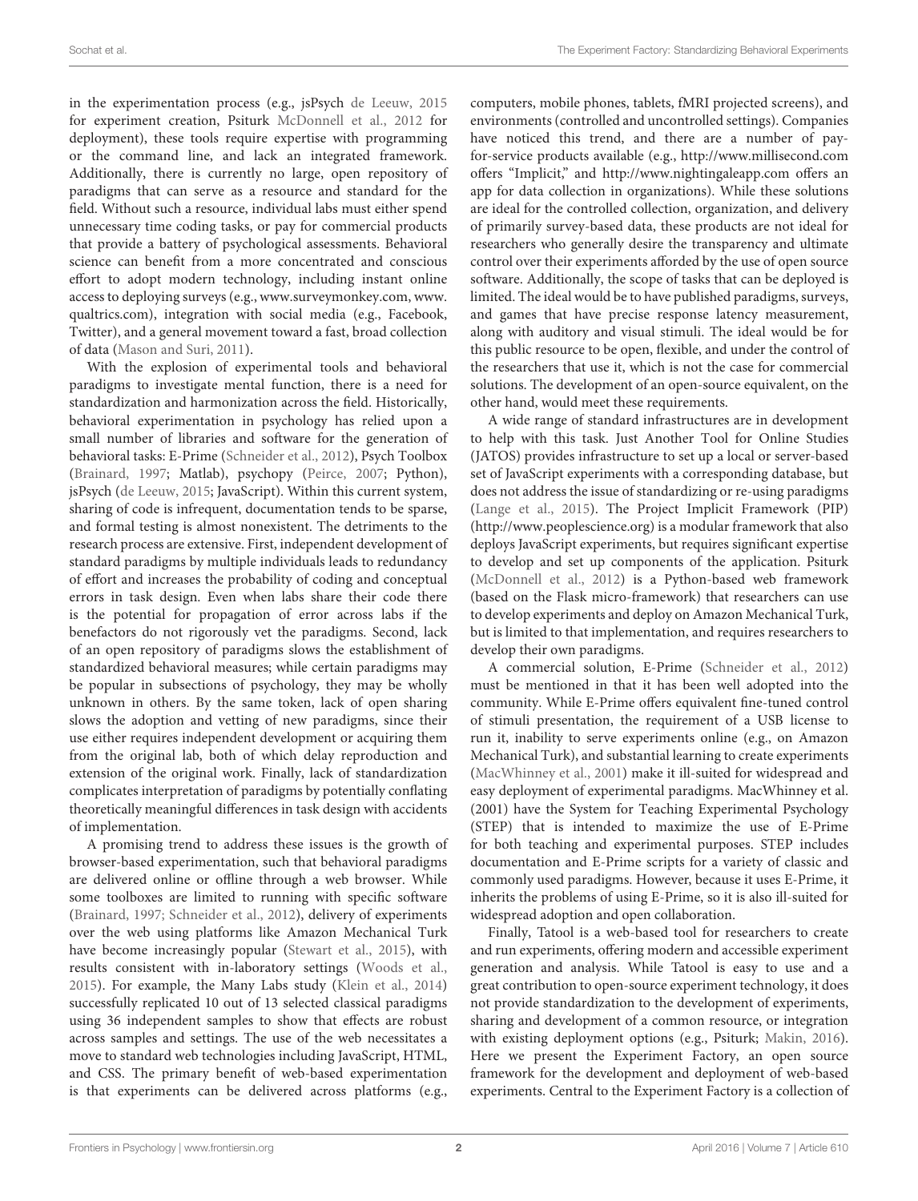in the experimentation process (e.g., jsPsych de Leeuw, 2015 for experiment creation, Psiturk McDonnell et al., 2012 for deployment), these tools require expertise with programming or the command line, and lack an integrated framework. Additionally, there is currently no large, open repository of paradigms that can serve as a resource and standard for the field. Without such a resource, individual labs must either spend unnecessary time coding tasks, or pay for commercial products that provide a battery of psychological assessments. Behavioral science can benefit from a more concentrated and conscious effort to adopt modern technology, including instant online access to deploying surveys (e.g., www.surveymonkey.com, www.qualtrics.com), integration with social media (e.g., Facebook, Twitter), and a general movement toward a fast, broad collection of data (Mason and Suri, 2011).

With the explosion of experimental tools and behavioral paradigms to investigate mental function, there is a need for standardization and harmonization across the field. Historically, behavioral experimentation in psychology has relied upon a small number of libraries and software for the generation of behavioral tasks: E-Prime (Schneider et al., 2012), Psych Toolbox (Brainard, 1997; Matlab), psychopy (Peirce, 2007; Python), jsPsych (de Leeuw, 2015; JavaScript). Within this current system, sharing of code is infrequent, documentation tends to be sparse, and formal testing is almost nonexistent. The detriments to the research process are extensive. First, independent development of standard paradigms by multiple individuals leads to redundancy of effort and increases the probability of coding and conceptual errors in task design. Even when labs share their code there is the potential for propagation of error across labs if the benefactors do not rigorously vet the paradigms. Second, lack of an open repository of paradigms slows the establishment of standardized behavioral measures; while certain paradigms may be popular in subsections of psychology, they may be wholly unknown in others. By the same token, lack of open sharing slows the adoption and vetting of new paradigms, since their use either requires independent development or acquiring them from the original lab, both of which delay reproduction and extension of the original work. Finally, lack of standardization complicates interpretation of paradigms by potentially conflating theoretically meaningful differences in task design with accidents of implementation.

A promising trend to address these issues is the growth of browser-based experimentation, such that behavioral paradigms are delivered online or offline through a web browser. While some toolboxes are limited to running with specific software (Brainard, 1997; Schneider et al., 2012), delivery of experiments over the web using platforms like Amazon Mechanical Turk have become increasingly popular (Stewart et al., 2015), with results consistent with in-laboratory settings (Woods et al., 2015). For example, the Many Labs study (Klein et al., 2014) successfully replicated 10 out of 13 selected classical paradigms using 36 independent samples to show that effects are robust across samples and settings. The use of the web necessitates a move to standard web technologies including JavaScript, HTML, and CSS. The primary benefit of web-based experimentation is that experiments can be delivered across platforms (e.g., computers, mobile phones, tablets, fMRI projected screens), and environments (controlled and uncontrolled settings). Companies have noticed this trend, and there are a number of pay-for-service products available (e.g., http://www.millisecond.com offers "Implicit," and http://www.nightingaleapp.com offers an app for data collection in organizations). While these solutions are ideal for the controlled collection, organization, and delivery of primarily survey-based data, these products are not ideal for researchers who generally desire the transparency and ultimate control over their experiments afforded by the use of open source software. Additionally, the scope of tasks that can be deployed is limited. The ideal would be to have published paradigms, surveys, and games that have precise response latency measurement, along with auditory and visual stimuli. The ideal would be for this public resource to be open, flexible, and under the control of the researchers that use it, which is not the case for commercial solutions. The development of an open-source equivalent, on the other hand, would meet these requirements.

A wide range of standard infrastructures are in development to help with this task. Just Another Tool for Online Studies (JATOS) provides infrastructure to set up a local or server-based set of JavaScript experiments with a corresponding database, but does not address the issue of standardizing or re-using paradigms (Lange et al., 2015). The Project Implicit Framework (PIP) (http://www.peoplescience.org) is a modular framework that also deploys JavaScript experiments, but requires significant expertise to develop and set up components of the application. Psiturk (McDonnell et al., 2012) is a Python-based web framework (based on the Flask micro-framework) that researchers can use to develop experiments and deploy on Amazon Mechanical Turk, but is limited to that implementation, and requires researchers to develop their own paradigms.

A commercial solution, E-Prime (Schneider et al., 2012) must be mentioned in that it has been well adopted into the community. While E-Prime offers equivalent fine-tuned control of stimuli presentation, the requirement of a USB license to run it, inability to serve experiments online (e.g., on Amazon Mechanical Turk), and substantial learning to create experiments (MacWhinney et al., 2001) make it ill-suited for widespread and easy deployment of experimental paradigms. MacWhinney et al. (2001) have the System for Teaching Experimental Psychology (STEP) that is intended to maximize the use of E-Prime for both teaching and experimental purposes. STEP includes documentation and E-Prime scripts for a variety of classic and commonly used paradigms. However, because it uses E-Prime, it inherits the problems of using E-Prime, so it is also ill-suited for widespread adoption and open collaboration.

Finally, Tatool is a web-based tool for researchers to create and run experiments, offering modern and accessible experiment generation and analysis. While Tatool is easy to use and a great contribution to open-source experiment technology, it does not provide standardization to the development of experiments, sharing and development of a common resource, or integration with existing deployment options (e.g., Psiturk; Makin, 2016). Here we present the Experiment Factory, an open source framework for the development and deployment of web-based experiments. Central to the Experiment Factory is a collection of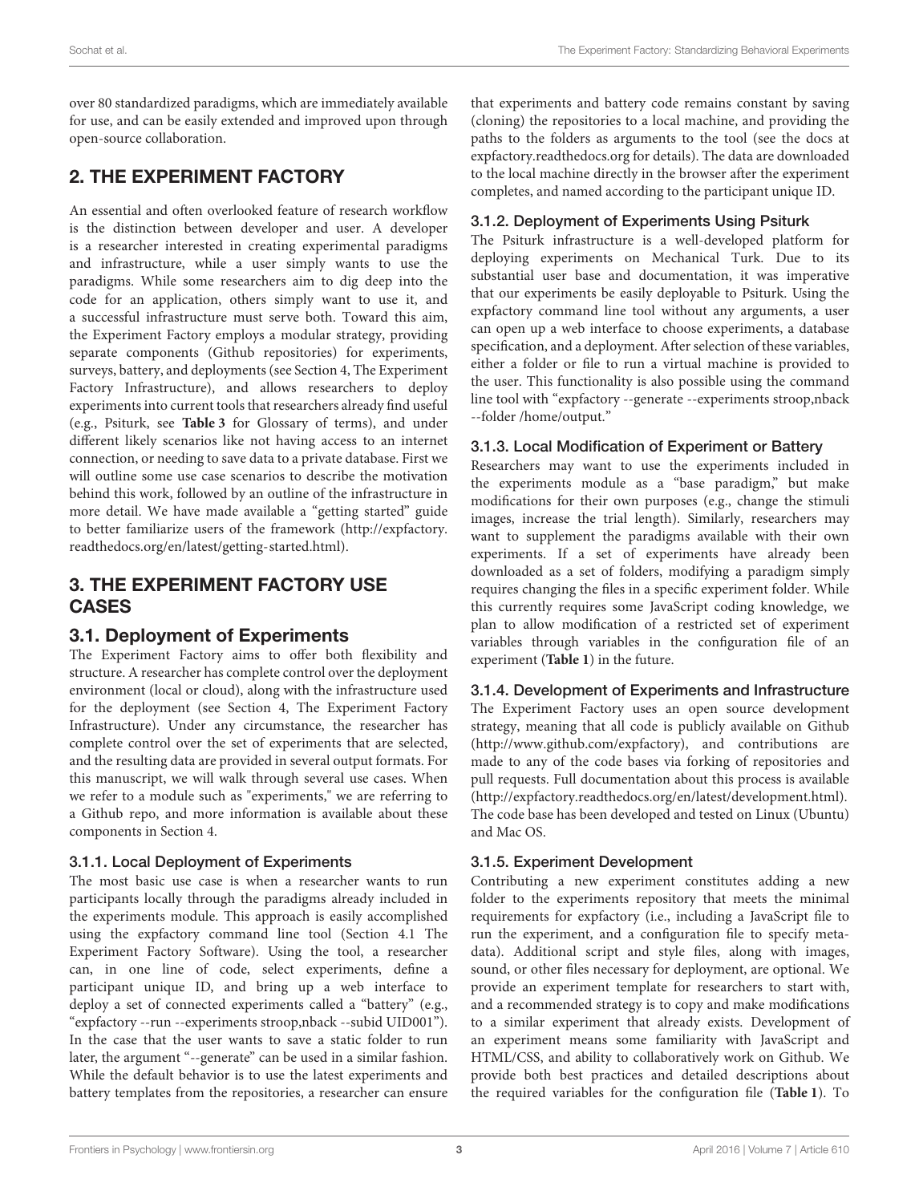over 80 standardized paradigms, which are immediately available for use, and can be easily extended and improved upon through open-source collaboration.

## 2. THE EXPERIMENT FACTORY

An essential and often overlooked feature of research workflow is the distinction between developer and user. A developer is a researcher interested in creating experimental paradigms and infrastructure, while a user simply wants to use the paradigms. While some researchers aim to dig deep into the code for an application, others simply want to use it, and a successful infrastructure must serve both. Toward this aim, the Experiment Factory employs a modular strategy, providing separate components (Github repositories) for experiments, surveys, battery, and deployments (see Section 4, The Experiment Factory Infrastructure), and allows researchers to deploy experiments into current tools that researchers already find useful (e.g., Psiturk, see **Table 3** for Glossary of terms), and under different likely scenarios like not having access to an internet connection, or needing to save data to a private database. First we will outline some use case scenarios to describe the motivation behind this work, followed by an outline of the infrastructure in more detail. We have made available a "getting started" guide to better familiarize users of the framework (http://expfactory.readthedocs.org/en/latest/getting-started.html).

## 3. THE EXPERIMENT FACTORY USE CASES

### 3.1. Deployment of Experiments

The Experiment Factory aims to offer both flexibility and structure. A researcher has complete control over the deployment environment (local or cloud), along with the infrastructure used for the deployment (see Section 4, The Experiment Factory Infrastructure). Under any circumstance, the researcher has complete control over the set of experiments that are selected, and the resulting data are provided in several output formats. For this manuscript, we will walk through several use cases. When we refer to a module such as "experiments," we are referring to a Github repo, and more information is available about these components in Section 4.

#### 3.1.1. Local Deployment of Experiments

The most basic use case is when a researcher wants to run participants locally through the paradigms already included in the experiments module. This approach is easily accomplished using the expfactory command line tool (Section 4.1 The Experiment Factory Software). Using the tool, a researcher can, in one line of code, select experiments, define a participant unique ID, and bring up a web interface to deploy a set of connected experiments called a "battery" (e.g., "expfactory --run --experiments stroop,nback --subid UID001"). In the case that the user wants to save a static folder to run later, the argument "--generate" can be used in a similar fashion. While the default behavior is to use the latest experiments and battery templates from the repositories, a researcher can ensure that experiments and battery code remains constant by saving (cloning) the repositories to a local machine, and providing the paths to the folders as arguments to the tool (see the docs at expfactory.readthedocs.org for details). The data are downloaded to the local machine directly in the browser after the experiment completes, and named according to the participant unique ID.

#### 3.1.2. Deployment of Experiments Using Psiturk

The Psiturk infrastructure is a well-developed platform for deploying experiments on Mechanical Turk. Due to its substantial user base and documentation, it was imperative that our experiments be easily deployable to Psiturk. Using the expfactory command line tool without any arguments, a user can open up a web interface to choose experiments, a database specification, and a deployment. After selection of these variables, either a folder or file to run a virtual machine is provided to the user. This functionality is also possible using the command line tool with "expfactory --generate --experiments stroop,nback --folder /home/output."

#### 3.1.3. Local Modification of Experiment or Battery

Researchers may want to use the experiments included in the experiments module as a "base paradigm," but make modifications for their own purposes (e.g., change the stimuli images, increase the trial length). Similarly, researchers may want to supplement the paradigms available with their own experiments. If a set of experiments have already been downloaded as a set of folders, modifying a paradigm simply requires changing the files in a specific experiment folder. While this currently requires some JavaScript coding knowledge, we plan to allow modification of a restricted set of experiment variables through variables in the configuration file of an experiment (**Table 1**) in the future.

#### 3.1.4. Development of Experiments and Infrastructure

The Experiment Factory uses an open source development strategy, meaning that all code is publicly available on Github (http://www.github.com/expfactory), and contributions are made to any of the code bases via forking of repositories and pull requests. Full documentation about this process is available (http://expfactory.readthedocs.org/en/latest/development.html). The code base has been developed and tested on Linux (Ubuntu) and Mac OS.

#### 3.1.5. Experiment Development

Contributing a new experiment constitutes adding a new folder to the experiments repository that meets the minimal requirements for expfactory (i.e., including a JavaScript file to run the experiment, and a configuration file to specify meta-data). Additional script and style files, along with images, sound, or other files necessary for deployment, are optional. We provide an experiment template for researchers to start with, and a recommended strategy is to copy and make modifications to a similar experiment that already exists. Development of an experiment means some familiarity with JavaScript and HTML/CSS, and ability to collaboratively work on Github. We provide both best practices and detailed descriptions about the required variables for the configuration file (**Table 1**). To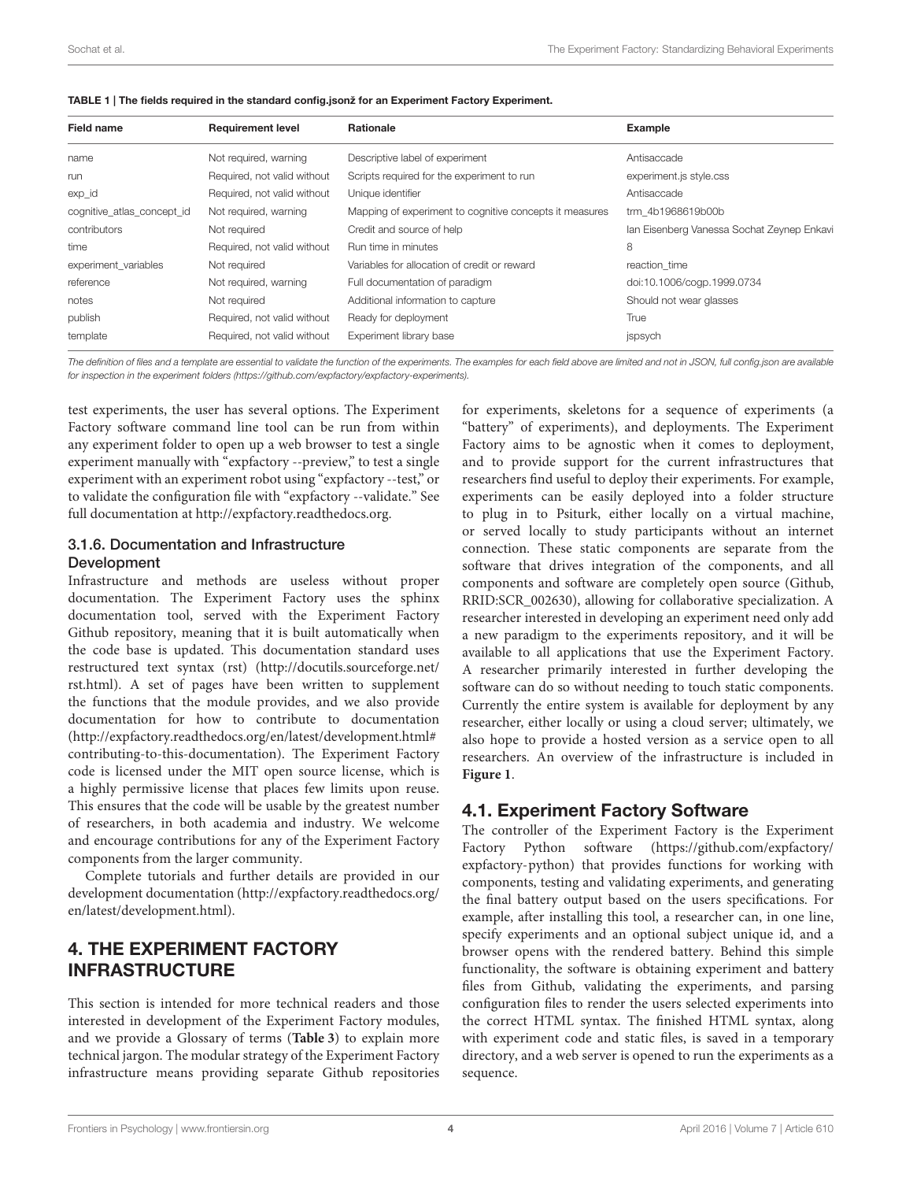**TABLE 1 | The fields required in the standard config.jsonž for an Experiment Factory Experiment.**

| Field name | Requirement level | Rationale | Example |
|---|---|---|---|
| name | Not required, warning | Descriptive label of experiment | Antisaccade |
| run | Required, not valid without | Scripts required for the experiment to run | experiment.js style.css |
| exp_id | Required, not valid without | Unique identifier | Antisaccade |
| cognitive_atlas_concept_id | Not required, warning | Mapping of experiment to cognitive concepts it measures | trm_4b1968619b00b |
| contributors | Not required | Credit and source of help | Ian Eisenberg Vanessa Sochat Zeynep Enkavi |
| time | Required, not valid without | Run time in minutes | 8 |
| experiment_variables | Not required | Variables for allocation of credit or reward | reaction_time |
| reference | Not required, warning | Full documentation of paradigm | doi:10.1006/cogp.1999.0734 |
| notes | Not required | Additional information to capture | Should not wear glasses |
| publish | Required, not valid without | Ready for deployment | True |
| template | Required, not valid without | Experiment library base | jspsych |

*The definition of files and a template are essential to validate the function of the experiments. The examples for each field above are limited and not in JSON, full config.json are available for inspection in the experiment folders (https://github.com/expfactory/expfactory-experiments).*

test experiments, the user has several options. The Experiment Factory software command line tool can be run from within any experiment folder to open up a web browser to test a single experiment manually with "expfactory --preview," to test a single experiment with an experiment robot using "expfactory --test," or to validate the configuration file with "expfactory --validate." See full documentation at http://expfactory.readthedocs.org.

### 3.1.6. Documentation and Infrastructure Development

Infrastructure and methods are useless without proper documentation. The Experiment Factory uses the sphinx documentation tool, served with the Experiment Factory Github repository, meaning that it is built automatically when the code base is updated. This documentation standard uses restructured text syntax (rst) (http://docutils.sourceforge.net/rst.html). A set of pages have been written to supplement the functions that the module provides, and we also provide documentation for how to contribute to documentation (http://expfactory.readthedocs.org/en/latest/development.html#contributing-to-this-documentation). The Experiment Factory code is licensed under the MIT open source license, which is a highly permissive license that places few limits upon reuse. This ensures that the code will be usable by the greatest number of researchers, in both academia and industry. We welcome and encourage contributions for any of the Experiment Factory components from the larger community.

Complete tutorials and further details are provided in our development documentation (http://expfactory.readthedocs.org/en/latest/development.html).

## 4. THE EXPERIMENT FACTORY INFRASTRUCTURE

This section is intended for more technical readers and those interested in development of the Experiment Factory modules, and we provide a Glossary of terms (**Table 3**) to explain more technical jargon. The modular strategy of the Experiment Factory infrastructure means providing separate Github repositories for experiments, skeletons for a sequence of experiments (a "battery" of experiments), and deployments. The Experiment Factory aims to be agnostic when it comes to deployment, and to provide support for the current infrastructures that researchers find useful to deploy their experiments. For example, experiments can be easily deployed into a folder structure to plug in to Psiturk, either locally on a virtual machine, or served locally to study participants without an internet connection. These static components are separate from the software that drives integration of the components, and all components and software are completely open source (Github, RRID:SCR_002630), allowing for collaborative specialization. A researcher interested in developing an experiment need only add a new paradigm to the experiments repository, and it will be available to all applications that use the Experiment Factory. A researcher primarily interested in further developing the software can do so without needing to touch static components. Currently the entire system is available for deployment by any researcher, either locally or using a cloud server; ultimately, we also hope to provide a hosted version as a service open to all researchers. An overview of the infrastructure is included in **Figure 1**.

## 4.1. Experiment Factory Software

The controller of the Experiment Factory is the Experiment Factory Python software (https://github.com/expfactory/expfactory-python) that provides functions for working with components, testing and validating experiments, and generating the final battery output based on the users specifications. For example, after installing this tool, a researcher can, in one line, specify experiments and an optional subject unique id, and a browser opens with the rendered battery. Behind this simple functionality, the software is obtaining experiment and battery files from Github, validating the experiments, and parsing configuration files to render the users selected experiments into the correct HTML syntax. The finished HTML syntax, along with experiment code and static files, is saved in a temporary directory, and a web server is opened to run the experiments as a sequence.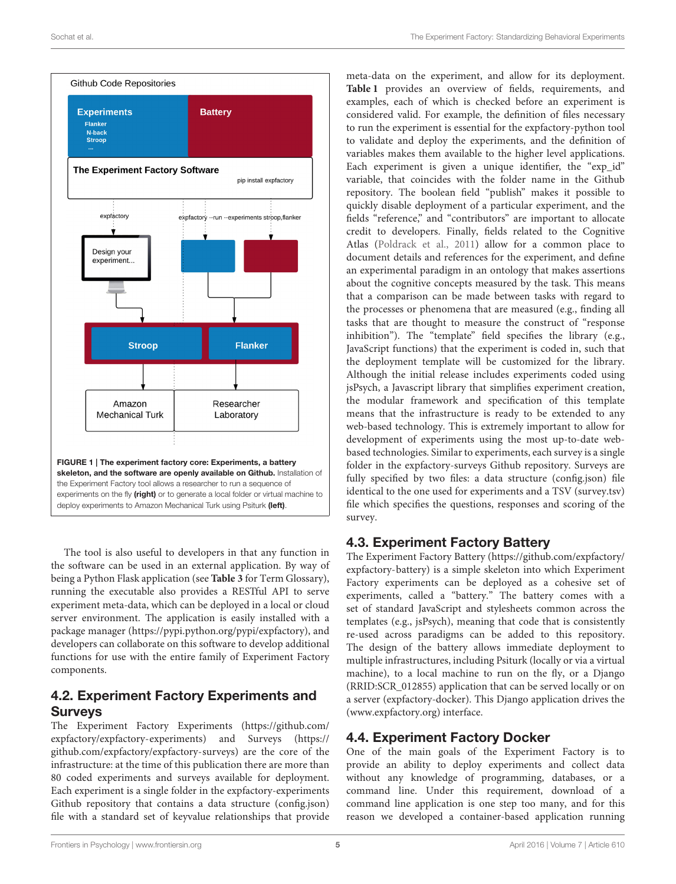FIGURE 1 | **The experiment factory core: Experiments, a battery skeleton, and the software are openly available on Github.** Installation of the Experiment Factory tool allows a researcher to run a sequence of experiments on the fly **(right)** or to generate a local folder or virtual machine to deploy experiments to Amazon Mechanical Turk using Psiturk **(left)**.

The tool is also useful to developers in that any function in the software can be used in an external application. By way of being a Python Flask application (see **Table 3** for Term Glossary), running the executable also provides a RESTful API to serve experiment meta-data, which can be deployed in a local or cloud server environment. The application is easily installed with a package manager (https://pypi.python.org/pypi/expfactory), and developers can collaborate on this software to develop additional functions for use with the entire family of Experiment Factory components.

## 4.2. Experiment Factory Experiments and Surveys

The Experiment Factory Experiments (https://github.com/expfactory/expfactory-experiments) and Surveys (https://github.com/expfactory/expfactory-surveys) are the core of the infrastructure: at the time of this publication there are more than 80 coded experiments and surveys available for deployment. Each experiment is a single folder in the expfactory-experiments Github repository that contains a data structure (config.json) file with a standard set of keyvalue relationships that provide meta-data on the experiment, and allow for its deployment. **Table 1** provides an overview of fields, requirements, and examples, each of which is checked before an experiment is considered valid. For example, the definition of files necessary to run the experiment is essential for the expfactory-python tool to validate and deploy the experiments, and the definition of variables makes them available to the higher level applications. Each experiment is given a unique identifier, the "exp_id" variable, that coincides with the folder name in the Github repository. The boolean field "publish" makes it possible to quickly disable deployment of a particular experiment, and the fields "reference," and "contributors" are important to allocate credit to developers. Finally, fields related to the Cognitive Atlas (Poldrack et al., 2011) allow for a common place to document details and references for the experiment, and define an experimental paradigm in an ontology that makes assertions about the cognitive concepts measured by the task. This means that a comparison can be made between tasks with regard to the processes or phenomena that are measured (e.g., finding all tasks that are thought to measure the construct of "response inhibition"). The "template" field specifies the library (e.g., JavaScript functions) that the experiment is coded in, such that the deployment template will be customized for the library. Although the initial release includes experiments coded using jsPsych, a Javascript library that simplifies experiment creation, the modular framework and specification of this template means that the infrastructure is ready to be extended to any web-based technology. This is extremely important to allow for development of experiments using the most up-to-date web-based technologies. Similar to experiments, each survey is a single folder in the expfactory-surveys Github repository. Surveys are fully specified by two files: a data structure (config.json) file identical to the one used for experiments and a TSV (survey.tsv) file which specifies the questions, responses and scoring of the survey.

## 4.3. Experiment Factory Battery

The Experiment Factory Battery (https://github.com/expfactory/expfactory-battery) is a simple skeleton into which Experiment Factory experiments can be deployed as a cohesive set of experiments, called a "battery." The battery comes with a set of standard JavaScript and stylesheets common across the templates (e.g., jsPsych), meaning that code that is consistently re-used across paradigms can be added to this repository. The design of the battery allows immediate deployment to multiple infrastructures, including Psiturk (locally or via a virtual machine), to a local machine to run on the fly, or a Django (RRID:SCR_012855) application that can be served locally or on a server (expfactory-docker). This Django application drives the (www.expfactory.org) interface.

## 4.4. Experiment Factory Docker

One of the main goals of the Experiment Factory is to provide an ability to deploy experiments and collect data without any knowledge of programming, databases, or a command line. Under this requirement, download of a command line application is one step too many, and for this reason we developed a container-based application running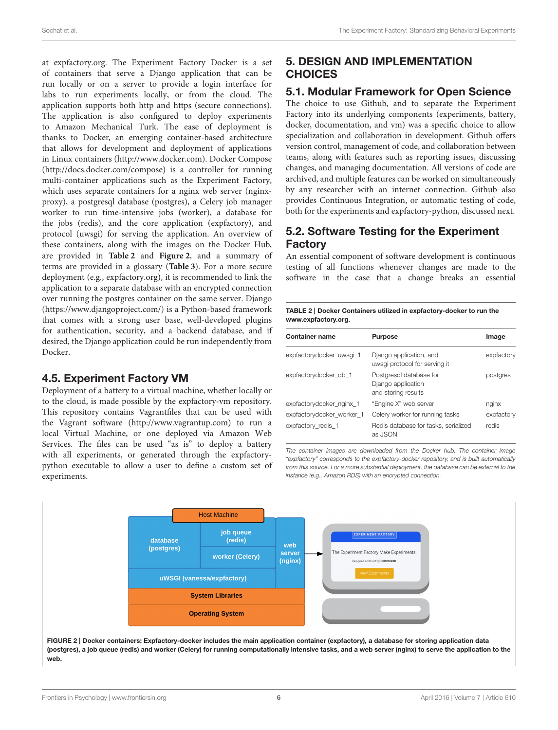at expfactory.org. The Experiment Factory Docker is a set of containers that serve a Django application that can be run locally or on a server to provide a login interface for labs to run experiments locally, or from the cloud. The application supports both http and https (secure connections). The application is also configured to deploy experiments to Amazon Mechanical Turk. The ease of deployment is thanks to Docker, an emerging container-based architecture that allows for development and deployment of applications in Linux containers (http://www.docker.com). Docker Compose (http://docs.docker.com/compose) is a controller for running multi-container applications such as the Experiment Factory, which uses separate containers for a nginx web server (nginx-proxy), a postgresql database (postgres), a Celery job manager worker to run time-intensive jobs (worker), a database for the jobs (redis), and the core application (expfactory), and protocol (uwsgi) for serving the application. An overview of these containers, along with the images on the Docker Hub, are provided in **Table 2** and **Figure 2**, and a summary of terms are provided in a glossary (**Table 3**). For a more secure deployment (e.g., expfactory.org), it is recommended to link the application to a separate database with an encrypted connection over running the postgres container on the same server. Django (https://www.djangoproject.com/) is a Python-based framework that comes with a strong user base, well-developed plugins for authentication, security, and a backend database, and if desired, the Django application could be run independently from Docker.

### 4.5. Experiment Factory VM

Deployment of a battery to a virtual machine, whether locally or to the cloud, is made possible by the expfactory-vm repository. This repository contains Vagrantfiles that can be used with the Vagrant software (http://www.vagrantup.com) to run a local Virtual Machine, or one deployed via Amazon Web Services. The files can be used "as is" to deploy a battery with all experiments, or generated through the expfactory-python executable to allow a user to define a custom set of experiments.

## 5. DESIGN AND IMPLEMENTATION CHOICES

### 5.1. Modular Framework for Open Science

The choice to use Github, and to separate the Experiment Factory into its underlying components (experiments, battery, docker, documentation, and vm) was a specific choice to allow specialization and collaboration in development. Github offers version control, management of code, and collaboration between teams, along with features such as reporting issues, discussing changes, and managing documentation. All versions of code are archived, and multiple features can be worked on simultaneously by any researcher with an internet connection. Github also provides Continuous Integration, or automatic testing of code, both for the experiments and expfactory-python, discussed next.

### 5.2. Software Testing for the Experiment Factory

An essential component of software development is continuous testing of all functions whenever changes are made to the software in the case that a change breaks an essential

**TABLE 2 | Docker Containers utilized in expfactory-docker to run the www.expfactory.org.**

| Container name | Purpose | Image |
|---|---|---|
| expfactorydocker_uwsgi_1 | Django application, and uwsgi protocol for serving it | expfactory |
| expfactorydocker_db_1 | Postgresql database for Django application and storing results | postgres |
| expfactorydocker_nginx_1 | "Engine X" web server | nginx |
| expfactorydocker_worker_1 | Celery worker for running tasks | expfactory |
| expfactory_redis_1 | Redis database for tasks, serialized as JSON | redis |

*The container images are downloaded from the Docker hub. The container image "expfactory" corresponds to the expfactory-docker repository, and is built automatically from this source. For a more substantial deployment, the database can be external to the instance (e.g., Amazon RDS) with an encrypted connection.*

**FIGURE 2 | Docker containers: Expfactory-docker includes the main application container (expfactory), a database for storing application data (postgres), a job queue (redis) and worker (Celery) for running computationally intensive tasks, and a web server (nginx) to serve the application to the web.**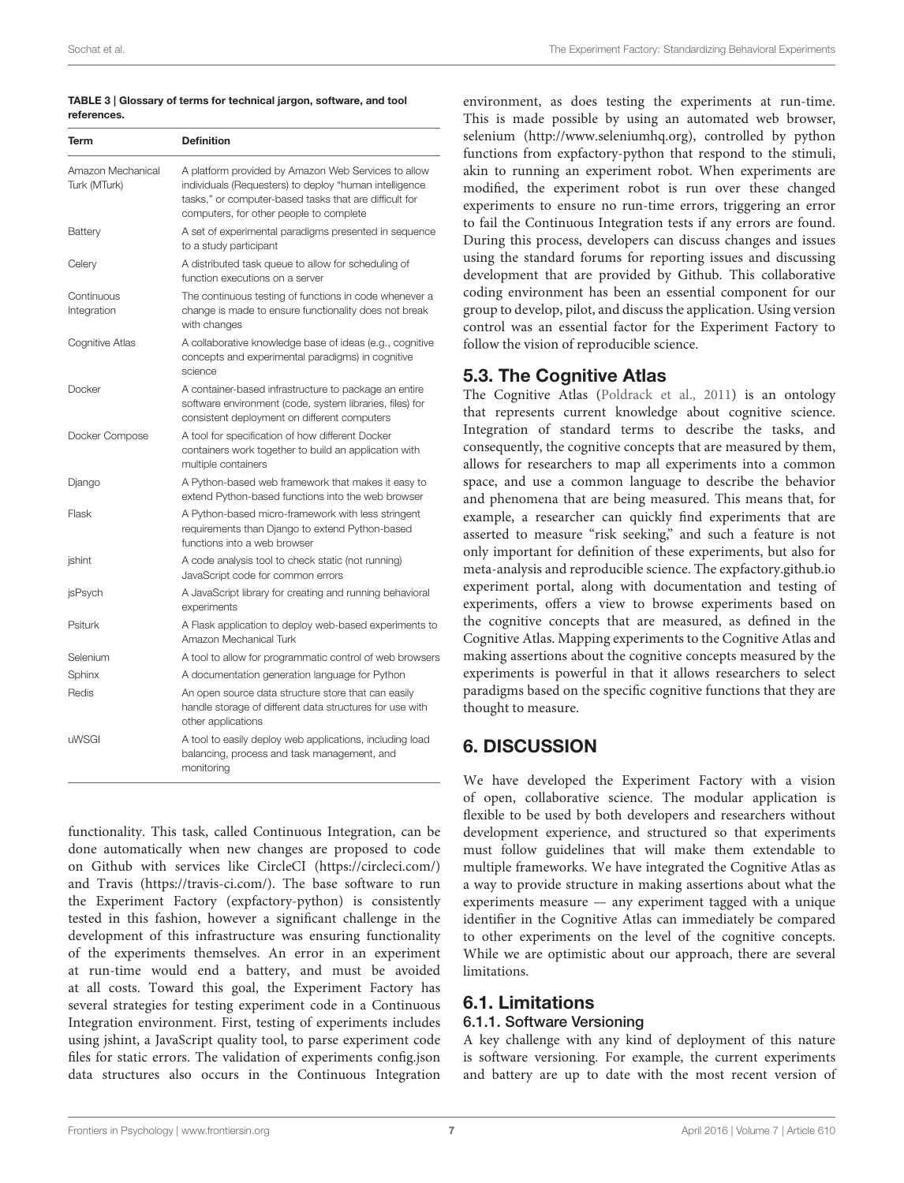**TABLE 3 | Glossary of terms for technical jargon, software, and tool references.**

| Term | Definition |
|---|---|
| Amazon Mechanical Turk (MTurk) | A platform provided by Amazon Web Services to allow individuals (Requesters) to deploy "human intelligence tasks," or computer-based tasks that are difficult for computers, for other people to complete |
| Battery | A set of experimental paradigms presented in sequence to a study participant |
| Celery | A distributed task queue to allow for scheduling of function executions on a server |
| Continuous Integration | The continuous testing of functions in code whenever a change is made to ensure functionality does not break with changes |
| Cognitive Atlas | A collaborative knowledge base of ideas (e.g., cognitive concepts and experimental paradigms) in cognitive science |
| Docker | A container-based infrastructure to package an entire software environment (code, system libraries, files) for consistent deployment on different computers |
| Docker Compose | A tool for specification of how different Docker containers work together to build an application with multiple containers |
| Django | A Python-based web framework that makes it easy to extend Python-based functions into the web browser |
| Flask | A Python-based micro-framework with less stringent requirements than Django to extend Python-based functions into a web browser |
| jshint | A code analysis tool to check static (not running) JavaScript code for common errors |
| jsPsych | A JavaScript library for creating and running behavioral experiments |
| Psiturk | A Flask application to deploy web-based experiments to Amazon Mechanical Turk |
| Selenium | A tool to allow for programmatic control of web browsers |
| Sphinx | A documentation generation language for Python |
| Redis | An open source data structure store that can easily handle storage of different data structures for use with other applications |
| uWSGI | A tool to easily deploy web applications, including load balancing, process and task management, and monitoring |

functionality. This task, called Continuous Integration, can be done automatically when new changes are proposed to code on Github with services like CircleCI (https://circleci.com/) and Travis (https://travis-ci.com/). The base software to run the Experiment Factory (expfactory-python) is consistently tested in this fashion, however a significant challenge in the development of this infrastructure was ensuring functionality of the experiments themselves. An error in an experiment at run-time would end a battery, and must be avoided at all costs. Toward this goal, the Experiment Factory has several strategies for testing experiment code in a Continuous Integration environment. First, testing of experiments includes using jshint, a JavaScript quality tool, to parse experiment code files for static errors. The validation of experiments config.json data structures also occurs in the Continuous Integration environment, as does testing the experiments at run-time. This is made possible by using an automated web browser, selenium (http://www.seleniumhq.org), controlled by python functions from expfactory-python that respond to the stimuli, akin to running an experiment robot. When experiments are modified, the experiment robot is run over these changed experiments to ensure no run-time errors, triggering an error to fail the Continuous Integration tests if any errors are found. During this process, developers can discuss changes and issues using the standard forums for reporting issues and discussing development that are provided by Github. This collaborative coding environment has been an essential component for our group to develop, pilot, and discuss the application. Using version control was an essential factor for the Experiment Factory to follow the vision of reproducible science.

## 5.3. The Cognitive Atlas

The Cognitive Atlas (Poldrack et al., 2011) is an ontology that represents current knowledge about cognitive science. Integration of standard terms to describe the tasks, and consequently, the cognitive concepts that are measured by them, allows for researchers to map all experiments into a common space, and use a common language to describe the behavior and phenomena that are being measured. This means that, for example, a researcher can quickly find experiments that are asserted to measure "risk seeking," and such a feature is not only important for definition of these experiments, but also for meta-analysis and reproducible science. The expfactory.github.io experiment portal, along with documentation and testing of experiments, offers a view to browse experiments based on the cognitive concepts that are measured, as defined in the Cognitive Atlas. Mapping experiments to the Cognitive Atlas and making assertions about the cognitive concepts measured by the experiments is powerful in that it allows researchers to select paradigms based on the specific cognitive functions that they are thought to measure.

# 6. DISCUSSION

We have developed the Experiment Factory with a vision of open, collaborative science. The modular application is flexible to be used by both developers and researchers without development experience, and structured so that experiments must follow guidelines that will make them extendable to multiple frameworks. We have integrated the Cognitive Atlas as a way to provide structure in making assertions about what the experiments measure — any experiment tagged with a unique identifier in the Cognitive Atlas can immediately be compared to other experiments on the level of the cognitive concepts. While we are optimistic about our approach, there are several limitations.

## 6.1. Limitations

### 6.1.1. Software Versioning

A key challenge with any kind of deployment of this nature is software versioning. For example, the current experiments and battery are up to date with the most recent version of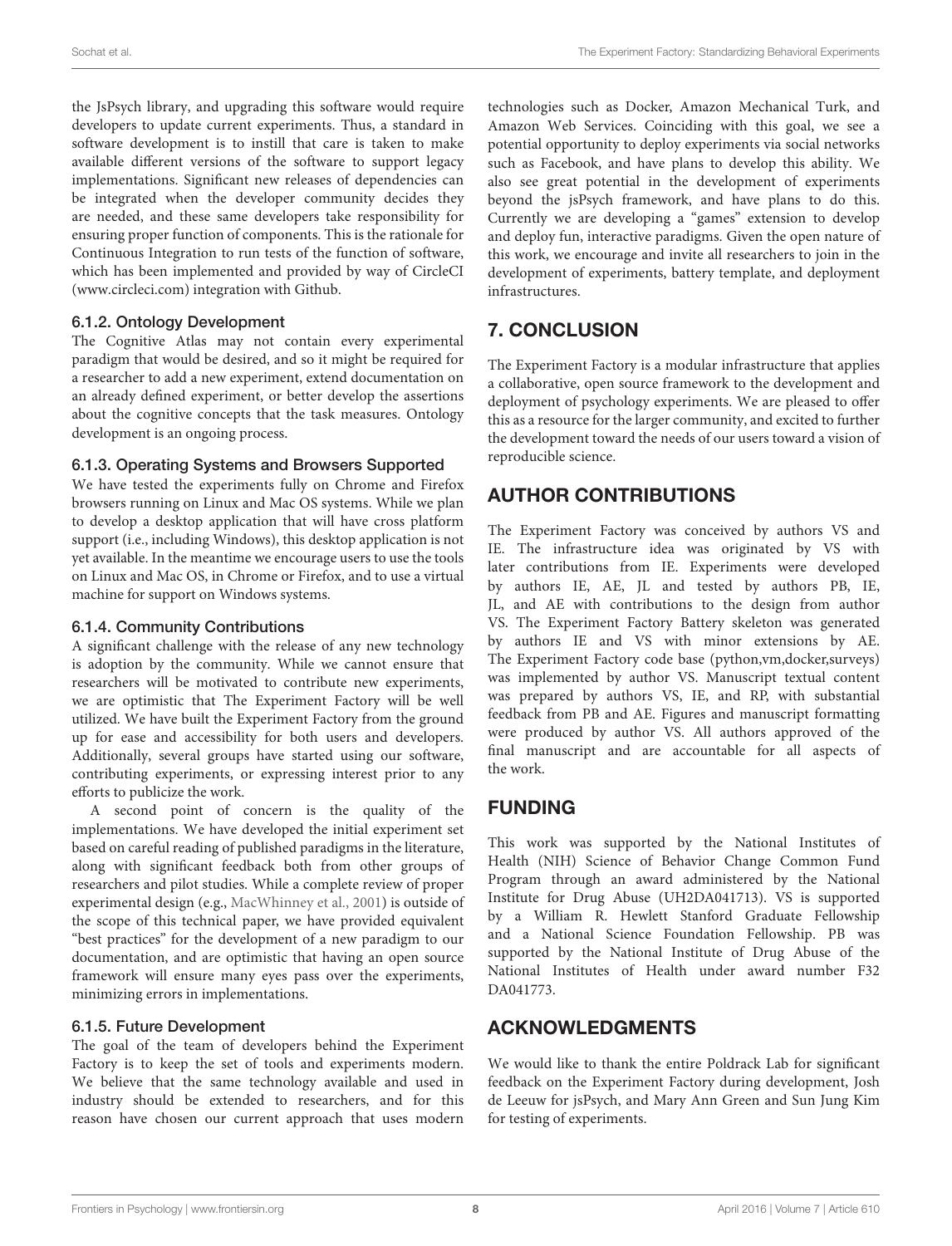the JsPsych library, and upgrading this software would require developers to update current experiments. Thus, a standard in software development is to instill that care is taken to make available different versions of the software to support legacy implementations. Significant new releases of dependencies can be integrated when the developer community decides they are needed, and these same developers take responsibility for ensuring proper function of components. This is the rationale for Continuous Integration to run tests of the function of software, which has been implemented and provided by way of CircleCI (www.circleci.com) integration with Github.

#### 6.1.2. Ontology Development

The Cognitive Atlas may not contain every experimental paradigm that would be desired, and so it might be required for a researcher to add a new experiment, extend documentation on an already defined experiment, or better develop the assertions about the cognitive concepts that the task measures. Ontology development is an ongoing process.

#### 6.1.3. Operating Systems and Browsers Supported

We have tested the experiments fully on Chrome and Firefox browsers running on Linux and Mac OS systems. While we plan to develop a desktop application that will have cross platform support (i.e., including Windows), this desktop application is not yet available. In the meantime we encourage users to use the tools on Linux and Mac OS, in Chrome or Firefox, and to use a virtual machine for support on Windows systems.

#### 6.1.4. Community Contributions

A significant challenge with the release of any new technology is adoption by the community. While we cannot ensure that researchers will be motivated to contribute new experiments, we are optimistic that The Experiment Factory will be well utilized. We have built the Experiment Factory from the ground up for ease and accessibility for both users and developers. Additionally, several groups have started using our software, contributing experiments, or expressing interest prior to any efforts to publicize the work.

A second point of concern is the quality of the implementations. We have developed the initial experiment set based on careful reading of published paradigms in the literature, along with significant feedback both from other groups of researchers and pilot studies. While a complete review of proper experimental design (e.g., MacWhinney et al., 2001) is outside of the scope of this technical paper, we have provided equivalent "best practices" for the development of a new paradigm to our documentation, and are optimistic that having an open source framework will ensure many eyes pass over the experiments, minimizing errors in implementations.

#### 6.1.5. Future Development

The goal of the team of developers behind the Experiment Factory is to keep the set of tools and experiments modern. We believe that the same technology available and used in industry should be extended to researchers, and for this reason have chosen our current approach that uses modern technologies such as Docker, Amazon Mechanical Turk, and Amazon Web Services. Coinciding with this goal, we see a potential opportunity to deploy experiments via social networks such as Facebook, and have plans to develop this ability. We also see great potential in the development of experiments beyond the jsPsych framework, and have plans to do this. Currently we are developing a "games" extension to develop and deploy fun, interactive paradigms. Given the open nature of this work, we encourage and invite all researchers to join in the development of experiments, battery template, and deployment infrastructures.

## 7. CONCLUSION

The Experiment Factory is a modular infrastructure that applies a collaborative, open source framework to the development and deployment of psychology experiments. We are pleased to offer this as a resource for the larger community, and excited to further the development toward the needs of our users toward a vision of reproducible science.

## AUTHOR CONTRIBUTIONS

The Experiment Factory was conceived by authors VS and IE. The infrastructure idea was originated by VS with later contributions from IE. Experiments were developed by authors IE, AE, JL and tested by authors PB, IE, JL, and AE with contributions to the design from author VS. The Experiment Factory Battery skeleton was generated by authors IE and VS with minor extensions by AE. The Experiment Factory code base (python,vm,docker,surveys) was implemented by author VS. Manuscript textual content was prepared by authors VS, IE, and RP, with substantial feedback from PB and AE. Figures and manuscript formatting were produced by author VS. All authors approved of the final manuscript and are accountable for all aspects of the work.

## FUNDING

This work was supported by the National Institutes of Health (NIH) Science of Behavior Change Common Fund Program through an award administered by the National Institute for Drug Abuse (UH2DA041713). VS is supported by a William R. Hewlett Stanford Graduate Fellowship and a National Science Foundation Fellowship. PB was supported by the National Institute of Drug Abuse of the National Institutes of Health under award number F32 DA041773.

## ACKNOWLEDGMENTS

We would like to thank the entire Poldrack Lab for significant feedback on the Experiment Factory during development, Josh de Leeuw for jsPsych, and Mary Ann Green and Sun Jung Kim for testing of experiments.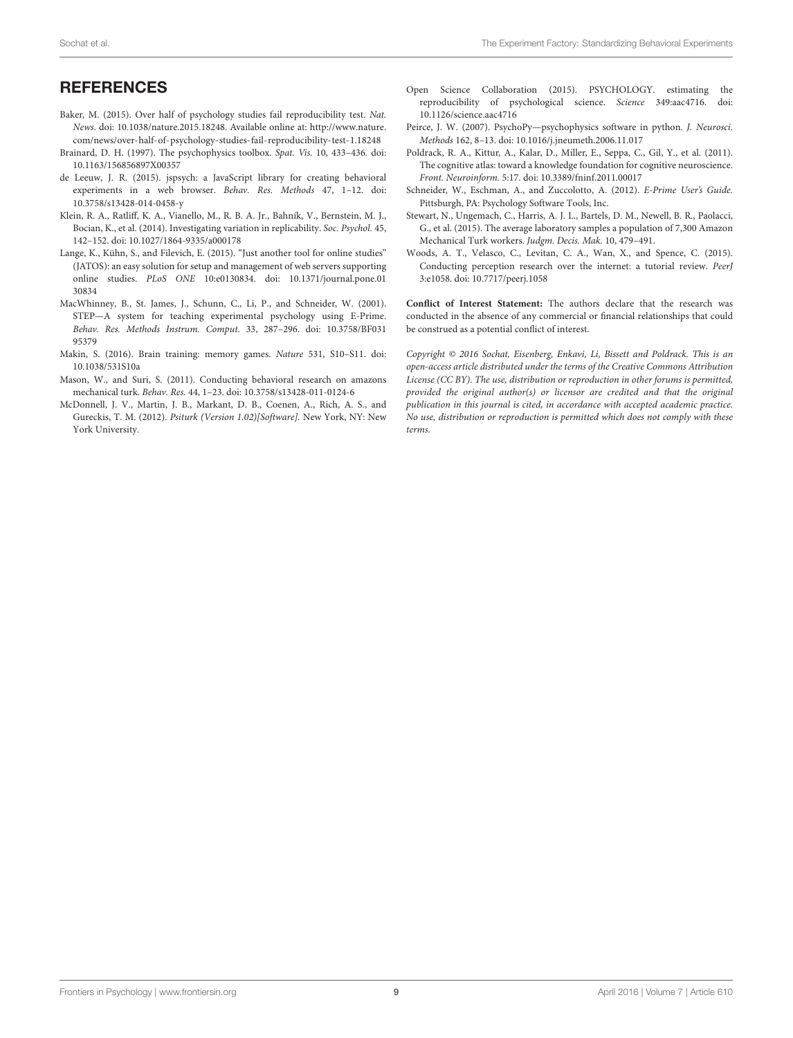## REFERENCES

Baker, M. (2015). Over half of psychology studies fail reproducibility test. *Nat. News*. doi: 10.1038/nature.2015.18248. Available online at: http://www.nature.com/news/over-half-of-psychology-studies-fail-reproducibility-test-1.18248

Brainard, D. H. (1997). The psychophysics toolbox. *Spat. Vis.* 10, 433–436. doi: 10.1163/156856897X00357

de Leeuw, J. R. (2015). jspsych: a JavaScript library for creating behavioral experiments in a web browser. *Behav. Res. Methods* 47, 1–12. doi: 10.3758/s13428-014-0458-y

Klein, R. A., Ratliff, K. A., Vianello, M., R. B. A. Jr., Bahník, V., Bernstein, M. J., Bocian, K., et al. (2014). Investigating variation in replicability. *Soc. Psychol.* 45, 142–152. doi: 10.1027/1864-9335/a000178

Lange, K., Kühn, S., and Filevich, E. (2015). "Just another tool for online studies" (JATOS): an easy solution for setup and management of web servers supporting online studies. *PLoS ONE* 10:e0130834. doi: 10.1371/journal.pone.0130834

MacWhinney, B., St. James, J., Schunn, C., Li, P., and Schneider, W. (2001). STEP—A system for teaching experimental psychology using E-Prime. *Behav. Res. Methods Instrum. Comput.* 33, 287–296. doi: 10.3758/BF03195379

Makin, S. (2016). Brain training: memory games. *Nature* 531, S10–S11. doi: 10.1038/531S10a

Mason, W., and Suri, S. (2011). Conducting behavioral research on amazons mechanical turk. *Behav. Res.* 44, 1–23. doi: 10.3758/s13428-011-0124-6

McDonnell, J. V., Martin, J. B., Markant, D. B., Coenen, A., Rich, A. S., and Gureckis, T. M. (2012). *Psiturk (Version 1.02)[Software]*. New York, NY: New York University.

Open Science Collaboration (2015). PSYCHOLOGY. estimating the reproducibility of psychological science. *Science* 349:aac4716. doi: 10.1126/science.aac4716

Peirce, J. W. (2007). PsychoPy—psychophysics software in python. *J. Neurosci. Methods* 162, 8–13. doi: 10.1016/j.jneumeth.2006.11.017

Poldrack, R. A., Kittur, A., Kalar, D., Miller, E., Seppa, C., Gil, Y., et al. (2011). The cognitive atlas: toward a knowledge foundation for cognitive neuroscience. *Front. Neuroinform.* 5:17. doi: 10.3389/fninf.2011.00017

Schneider, W., Eschman, A., and Zuccolotto, A. (2012). *E-Prime User's Guide*. Pittsburgh, PA: Psychology Software Tools, Inc.

Stewart, N., Ungemach, C., Harris, A. J. L., Bartels, D. M., Newell, B. R., Paolacci, G., et al. (2015). The average laboratory samples a population of 7,300 Amazon Mechanical Turk workers. *Judgm. Decis. Mak.* 10, 479–491.

Woods, A. T., Velasco, C., Levitan, C. A., Wan, X., and Spence, C. (2015). Conducting perception research over the internet: a tutorial review. *PeerJ* 3:e1058. doi: 10.7717/peerj.1058

**Conflict of Interest Statement:** The authors declare that the research was conducted in the absence of any commercial or financial relationships that could be construed as a potential conflict of interest.

*Copyright © 2016 Sochat, Eisenberg, Enkavi, Li, Bissett and Poldrack. This is an open-access article distributed under the terms of the Creative Commons Attribution License (CC BY). The use, distribution or reproduction in other forums is permitted, provided the original author(s) or licensor are credited and that the original publication in this journal is cited, in accordance with accepted academic practice. No use, distribution or reproduction is permitted which does not comply with these terms.*